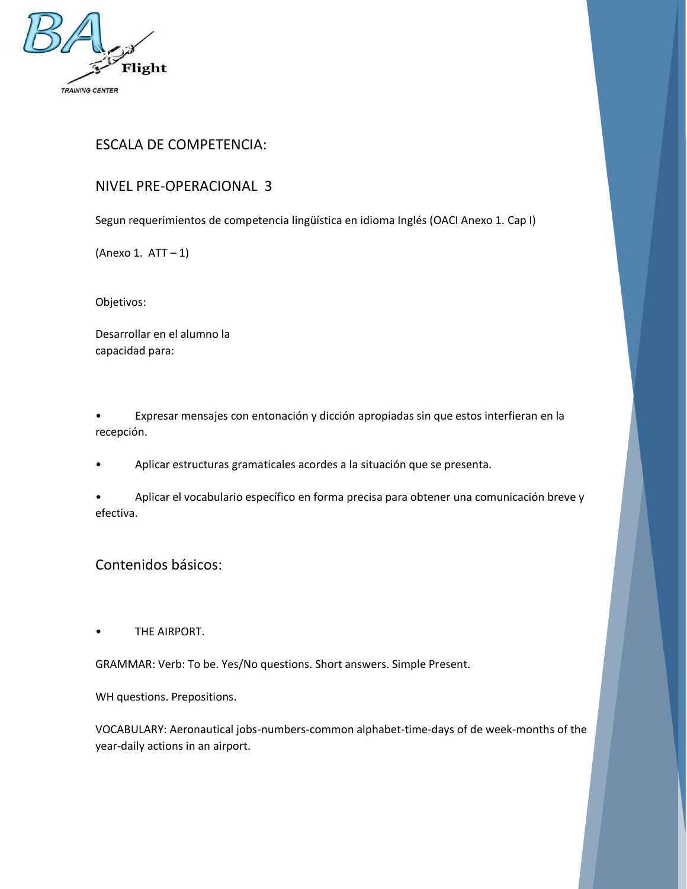## ESCALA DE COMPETENCIA:

## NIVEL PRE-OPERACIONAL 3

Segun requerimientos de competencia lingüística en idioma Inglés (OACI Anexo 1. Cap I)

(Anexo 1. ATT – 1)

Objetivos:

Desarrollar en el alumno la capacidad para:

- Expresar mensajes con entonación y dicción apropiadas sin que estos interfieran en la recepción.
- Aplicar estructuras gramaticales acordes a la situación que se presenta.
- Aplicar el vocabulario específico en forma precisa para obtener una comunicación breve y efectiva.

## Contenidos básicos:

- THE AIRPORT.

GRAMMAR: Verb: To be. Yes/No questions. Short answers. Simple Present.

WH questions. Prepositions.

VOCABULARY: Aeronautical jobs-numbers-common alphabet-time-days of de week-months of the year-daily actions in an airport.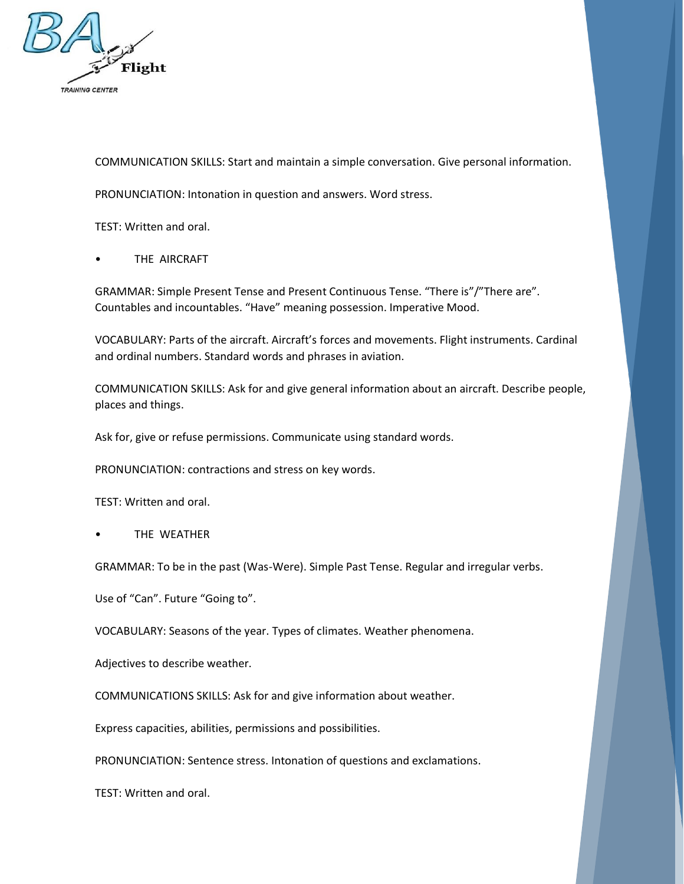COMMUNICATION SKILLS: Start and maintain a simple conversation. Give personal information.

PRONUNCIATION: Intonation in question and answers. Word stress.

TEST: Written and oral.

- THE AIRCRAFT

GRAMMAR: Simple Present Tense and Present Continuous Tense. "There is"/"There are". Countables and incountables. "Have" meaning possession. Imperative Mood.

VOCABULARY: Parts of the aircraft. Aircraft's forces and movements. Flight instruments. Cardinal and ordinal numbers. Standard words and phrases in aviation.

COMMUNICATION SKILLS: Ask for and give general information about an aircraft. Describe people, places and things.

Ask for, give or refuse permissions. Communicate using standard words.

PRONUNCIATION: contractions and stress on key words.

TEST: Written and oral.

- THE WEATHER

GRAMMAR: To be in the past (Was-Were). Simple Past Tense. Regular and irregular verbs.

Use of "Can". Future "Going to".

VOCABULARY: Seasons of the year. Types of climates. Weather phenomena.

Adjectives to describe weather.

COMMUNICATIONS SKILLS: Ask for and give information about weather.

Express capacities, abilities, permissions and possibilities.

PRONUNCIATION: Sentence stress. Intonation of questions and exclamations.

TEST: Written and oral.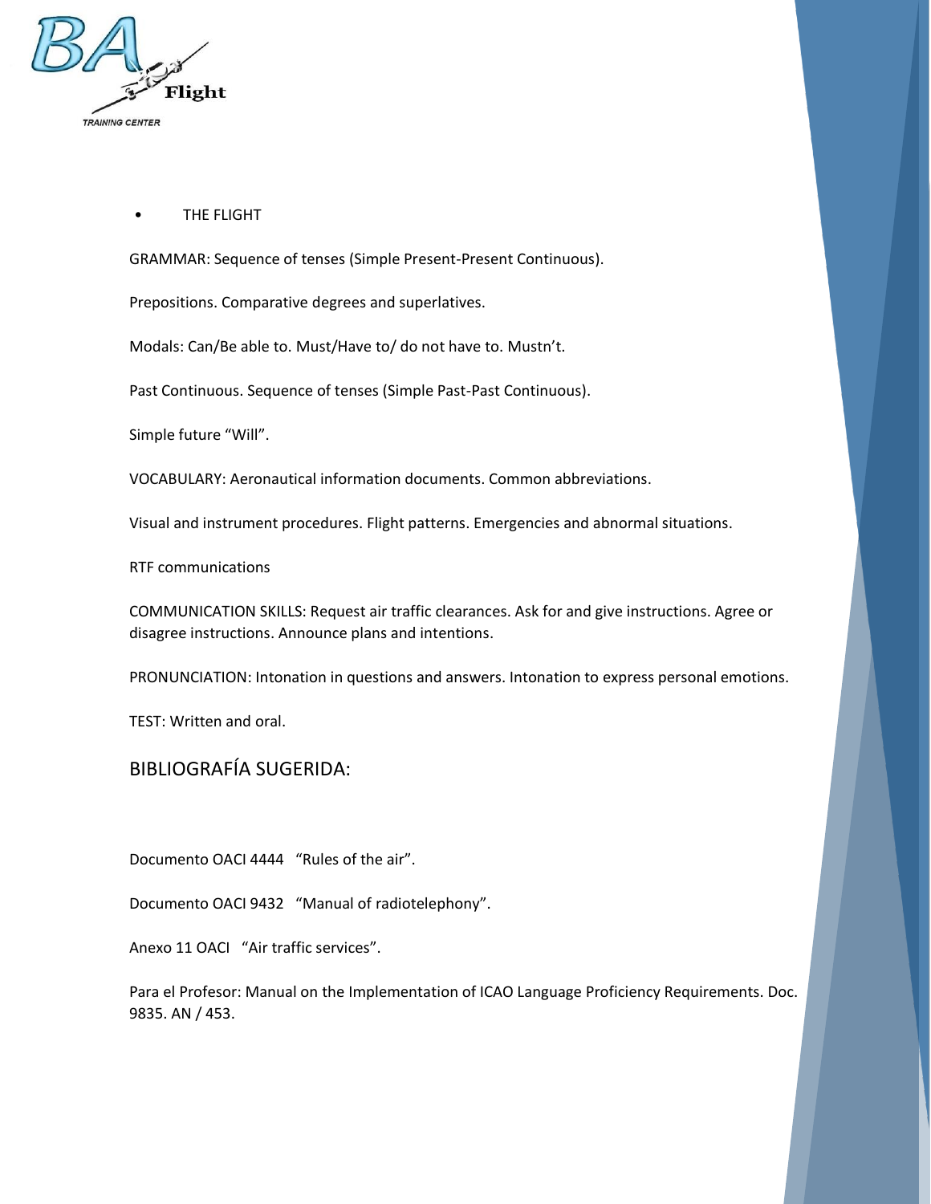- THE FLIGHT

GRAMMAR: Sequence of tenses (Simple Present-Present Continuous).

Prepositions. Comparative degrees and superlatives.

Modals: Can/Be able to. Must/Have to/ do not have to. Mustn't.

Past Continuous. Sequence of tenses (Simple Past-Past Continuous).

Simple future "Will".

VOCABULARY: Aeronautical information documents. Common abbreviations.

Visual and instrument procedures. Flight patterns. Emergencies and abnormal situations.

RTF communications

COMMUNICATION SKILLS: Request air traffic clearances. Ask for and give instructions. Agree or disagree instructions. Announce plans and intentions.

PRONUNCIATION: Intonation in questions and answers. Intonation to express personal emotions.

TEST: Written and oral.

## BIBLIOGRAFÍA SUGERIDA:

Documento OACI 4444 "Rules of the air".

Documento OACI 9432 "Manual of radiotelephony".

Anexo 11 OACI "Air traffic services".

Para el Profesor: Manual on the Implementation of ICAO Language Proficiency Requirements. Doc. 9835. AN / 453.